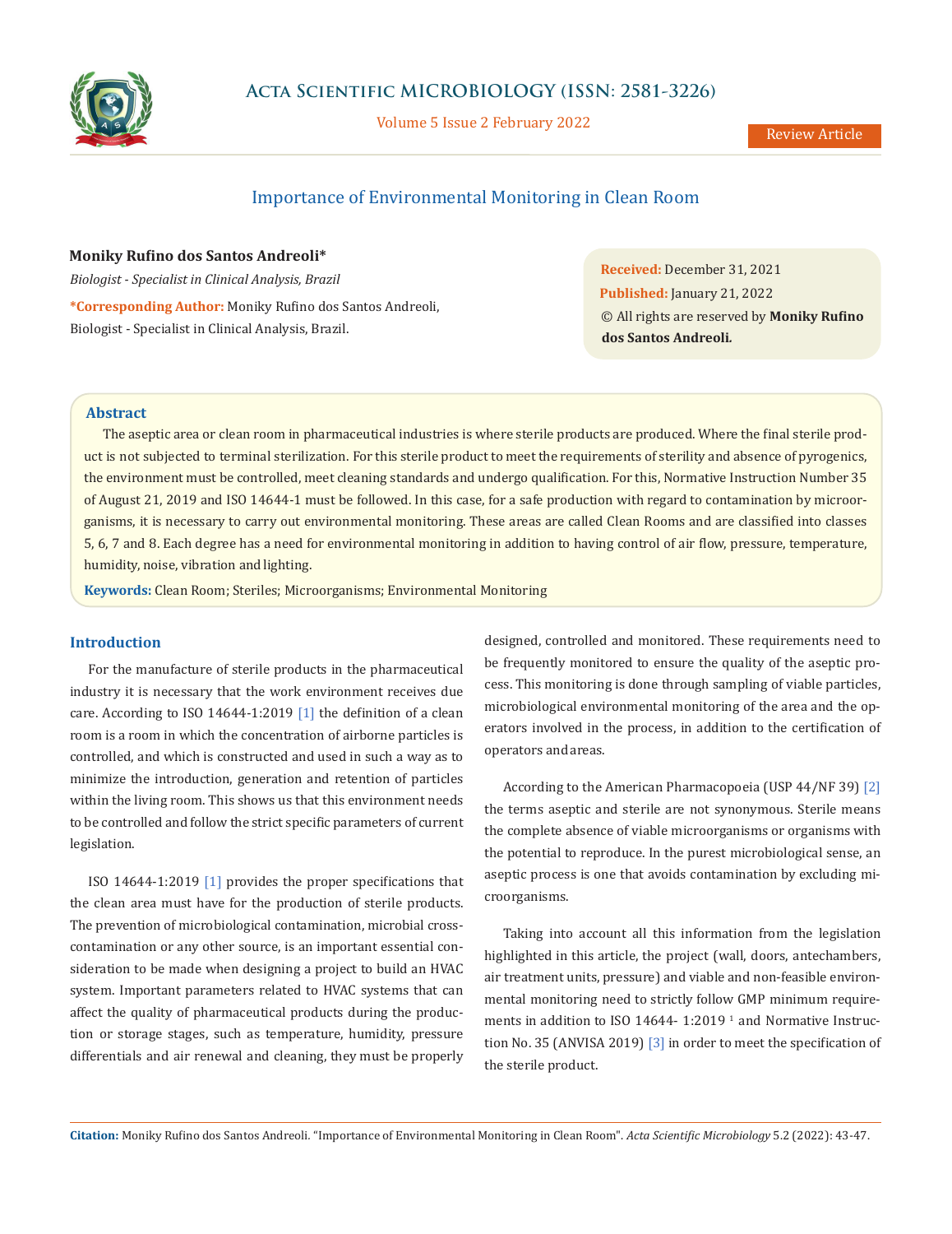# Importance of Environmental Monitoring in Clean Room

**Moniky Rufino dos Santos Andreoli***

*Biologist - Specialist in Clinical Analysis, Brazil*

***Corresponding Author:** Moniky Rufino dos Santos Andreoli, Biologist - Specialist in Clinical Analysis, Brazil.

**Received:** December 31, 2021
**Published:** January 21, 2022
© All rights are reserved by **Moniky Rufino dos Santos Andreoli.**

## Abstract

The aseptic area or clean room in pharmaceutical industries is where sterile products are produced. Where the final sterile product is not subjected to terminal sterilization. For this sterile product to meet the requirements of sterility and absence of pyrogenics, the environment must be controlled, meet cleaning standards and undergo qualification. For this, Normative Instruction Number 35 of August 21, 2019 and ISO 14644-1 must be followed. In this case, for a safe production with regard to contamination by microorganisms, it is necessary to carry out environmental monitoring. These areas are called Clean Rooms and are classified into classes 5, 6, 7 and 8. Each degree has a need for environmental monitoring in addition to having control of air flow, pressure, temperature, humidity, noise, vibration and lighting.

**Keywords:** Clean Room; Steriles; Microorganisms; Environmental Monitoring

## Introduction

For the manufacture of sterile products in the pharmaceutical industry it is necessary that the work environment receives due care. According to ISO 14644-1:2019 [1] the definition of a clean room is a room in which the concentration of airborne particles is controlled, and which is constructed and used in such a way as to minimize the introduction, generation and retention of particles within the living room. This shows us that this environment needs to be controlled and follow the strict specific parameters of current legislation.

ISO 14644-1:2019 [1] provides the proper specifications that the clean area must have for the production of sterile products. The prevention of microbiological contamination, microbial cross-contamination or any other source, is an important essential consideration to be made when designing a project to build an HVAC system. Important parameters related to HVAC systems that can affect the quality of pharmaceutical products during the production or storage stages, such as temperature, humidity, pressure differentials and air renewal and cleaning, they must be properly designed, controlled and monitored. These requirements need to be frequently monitored to ensure the quality of the aseptic process. This monitoring is done through sampling of viable particles, microbiological environmental monitoring of the area and the operators involved in the process, in addition to the certification of operators and areas.

According to the American Pharmacopoeia (USP 44/NF 39) [2] the terms aseptic and sterile are not synonymous. Sterile means the complete absence of viable microorganisms or organisms with the potential to reproduce. In the purest microbiological sense, an aseptic process is one that avoids contamination by excluding microorganisms.

Taking into account all this information from the legislation highlighted in this article, the project (wall, doors, antechambers, air treatment units, pressure) and viable and non-feasible environmental monitoring need to strictly follow GMP minimum requirements in addition to ISO 14644- 1:2019 [1] and Normative Instruction No. 35 (ANVISA 2019) [3] in order to meet the specification of the sterile product.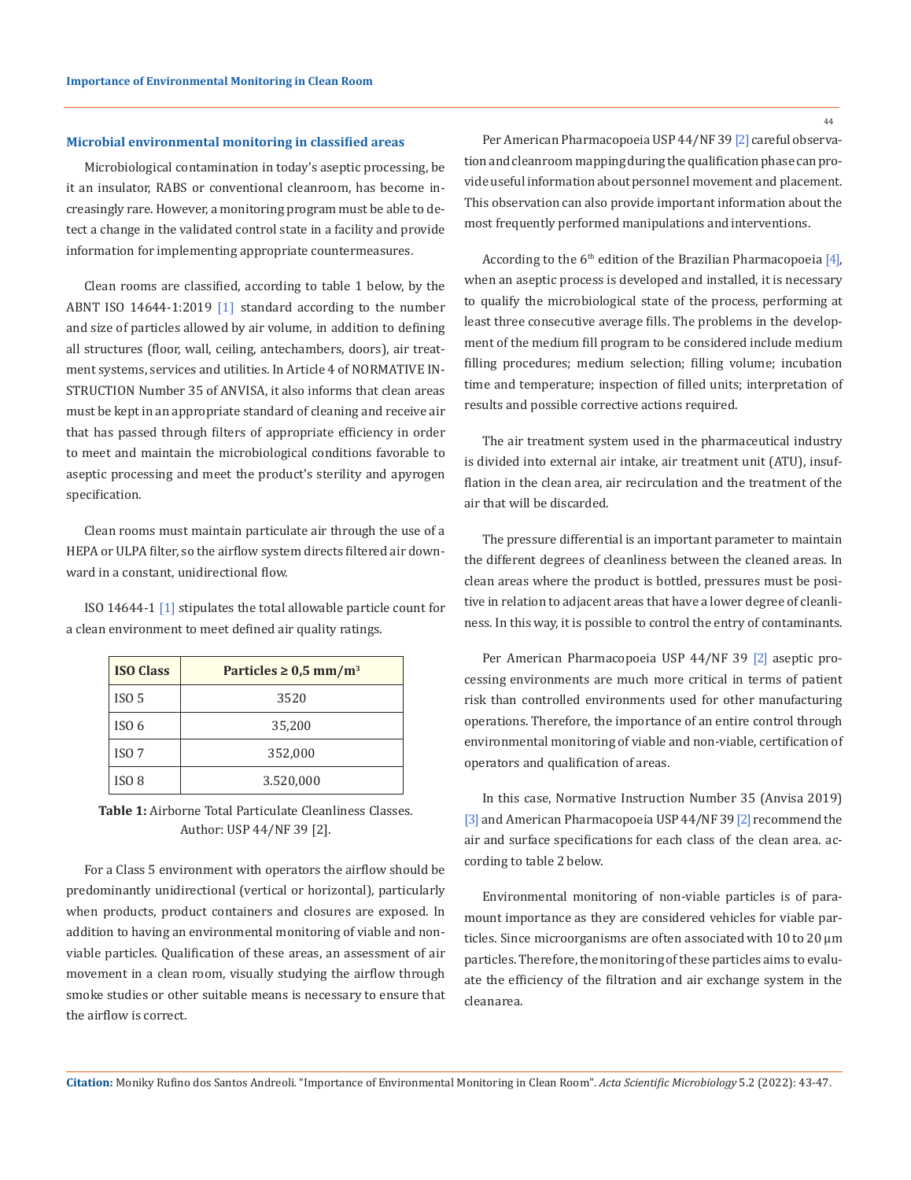## Microbial environmental monitoring in classified areas

Microbiological contamination in today's aseptic processing, be it an insulator, RABS or conventional cleanroom, has become increasingly rare. However, a monitoring program must be able to detect a change in the validated control state in a facility and provide information for implementing appropriate countermeasures.

Clean rooms are classified, according to table 1 below, by the ABNT ISO 14644-1:2019 [1] standard according to the number and size of particles allowed by air volume, in addition to defining all structures (floor, wall, ceiling, antechambers, doors), air treatment systems, services and utilities. In Article 4 of NORMATIVE INSTRUCTION Number 35 of ANVISA, it also informs that clean areas must be kept in an appropriate standard of cleaning and receive air that has passed through filters of appropriate efficiency in order to meet and maintain the microbiological conditions favorable to aseptic processing and meet the product's sterility and apyrogen specification.

Clean rooms must maintain particulate air through the use of a HEPA or ULPA filter, so the airflow system directs filtered air downward in a constant, unidirectional flow.

ISO 14644-1 [1] stipulates the total allowable particle count for a clean environment to meet defined air quality ratings.

| ISO Class | Particles ≥ 0,5 mm/m$^3$ |
|---|---|
| ISO 5 | 3520 |
| ISO 6 | 35,200 |
| ISO 7 | 352,000 |
| ISO 8 | 3.520,000 |

**Table 1:** Airborne Total Particulate Cleanliness Classes. Author: USP 44/NF 39 [2].

For a Class 5 environment with operators the airflow should be predominantly unidirectional (vertical or horizontal), particularly when products, product containers and closures are exposed. In addition to having an environmental monitoring of viable and non-viable particles. Qualification of these areas, an assessment of air movement in a clean room, visually studying the airflow through smoke studies or other suitable means is necessary to ensure that the airflow is correct.

Per American Pharmacopoeia USP 44/NF 39 [2] careful observation and cleanroom mapping during the qualification phase can provide useful information about personnel movement and placement. This observation can also provide important information about the most frequently performed manipulations and interventions.

According to the 6th edition of the Brazilian Pharmacopoeia [4], when an aseptic process is developed and installed, it is necessary to qualify the microbiological state of the process, performing at least three consecutive average fills. The problems in the development of the medium fill program to be considered include medium filling procedures; medium selection; filling volume; incubation time and temperature; inspection of filled units; interpretation of results and possible corrective actions required.

The air treatment system used in the pharmaceutical industry is divided into external air intake, air treatment unit (ATU), insufflation in the clean area, air recirculation and the treatment of the air that will be discarded.

The pressure differential is an important parameter to maintain the different degrees of cleanliness between the cleaned areas. In clean areas where the product is bottled, pressures must be positive in relation to adjacent areas that have a lower degree of cleanliness. In this way, it is possible to control the entry of contaminants.

Per American Pharmacopoeia USP 44/NF 39 [2] aseptic processing environments are much more critical in terms of patient risk than controlled environments used for other manufacturing operations. Therefore, the importance of an entire control through environmental monitoring of viable and non-viable, certification of operators and qualification of areas.

In this case, Normative Instruction Number 35 (Anvisa 2019) [3] and American Pharmacopoeia USP 44/NF 39 [2] recommend the air and surface specifications for each class of the clean area. according to table 2 below.

Environmental monitoring of non-viable particles is of paramount importance as they are considered vehicles for viable particles. Since microorganisms are often associated with 10 to 20 µm particles. Therefore, the monitoring of these particles aims to evaluate the efficiency of the filtration and air exchange system in the cleanarea.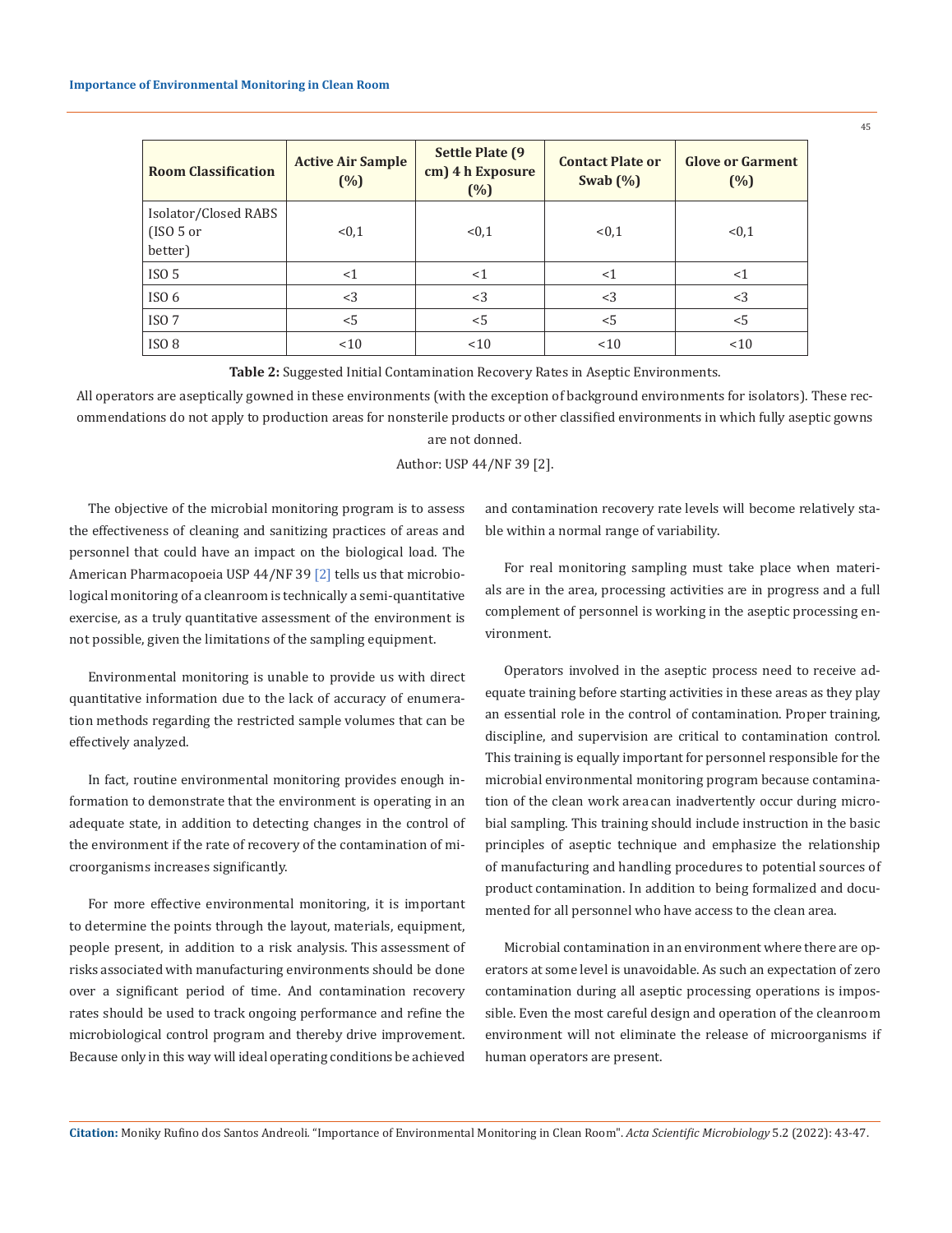| Room Classification | Active Air Sample (%) | Settle Plate (9 cm) 4 h Exposure (%) | Contact Plate or Swab (%) | Glove or Garment (%) |
|---|---|---|---|---|
| Isolator/Closed RABS (ISO 5 or better) | <0,1 | <0,1 | <0,1 | <0,1 |
| ISO 5 | <1 | <1 | <1 | <1 |
| ISO 6 | <3 | <3 | <3 | <3 |
| ISO 7 | <5 | <5 | <5 | <5 |
| ISO 8 | <10 | <10 | <10 | <10 |

**Table 2:** Suggested Initial Contamination Recovery Rates in Aseptic Environments.

All operators are aseptically gowned in these environments (with the exception of background environments for isolators). These recommendations do not apply to production areas for nonsterile products or other classified environments in which fully aseptic gowns are not donned.

Author: USP 44/NF 39 [2].

The objective of the microbial monitoring program is to assess the effectiveness of cleaning and sanitizing practices of areas and personnel that could have an impact on the biological load. The American Pharmacopoeia USP 44/NF 39 [2] tells us that microbiological monitoring of a cleanroom is technically a semi-quantitative exercise, as a truly quantitative assessment of the environment is not possible, given the limitations of the sampling equipment.

Environmental monitoring is unable to provide us with direct quantitative information due to the lack of accuracy of enumeration methods regarding the restricted sample volumes that can be effectively analyzed.

In fact, routine environmental monitoring provides enough information to demonstrate that the environment is operating in an adequate state, in addition to detecting changes in the control of the environment if the rate of recovery of the contamination of microorganisms increases significantly.

For more effective environmental monitoring, it is important to determine the points through the layout, materials, equipment, people present, in addition to a risk analysis. This assessment of risks associated with manufacturing environments should be done over a significant period of time. And contamination recovery rates should be used to track ongoing performance and refine the microbiological control program and thereby drive improvement. Because only in this way will ideal operating conditions be achieved and contamination recovery rate levels will become relatively stable within a normal range of variability.

For real monitoring sampling must take place when materials are in the area, processing activities are in progress and a full complement of personnel is working in the aseptic processing environment.

Operators involved in the aseptic process need to receive adequate training before starting activities in these areas as they play an essential role in the control of contamination. Proper training, discipline, and supervision are critical to contamination control. This training is equally important for personnel responsible for the microbial environmental monitoring program because contamination of the clean work area can inadvertently occur during microbial sampling. This training should include instruction in the basic principles of aseptic technique and emphasize the relationship of manufacturing and handling procedures to potential sources of product contamination. In addition to being formalized and documented for all personnel who have access to the clean area.

Microbial contamination in an environment where there are operators at some level is unavoidable. As such an expectation of zero contamination during all aseptic processing operations is impossible. Even the most careful design and operation of the cleanroom environment will not eliminate the release of microorganisms if human operators are present.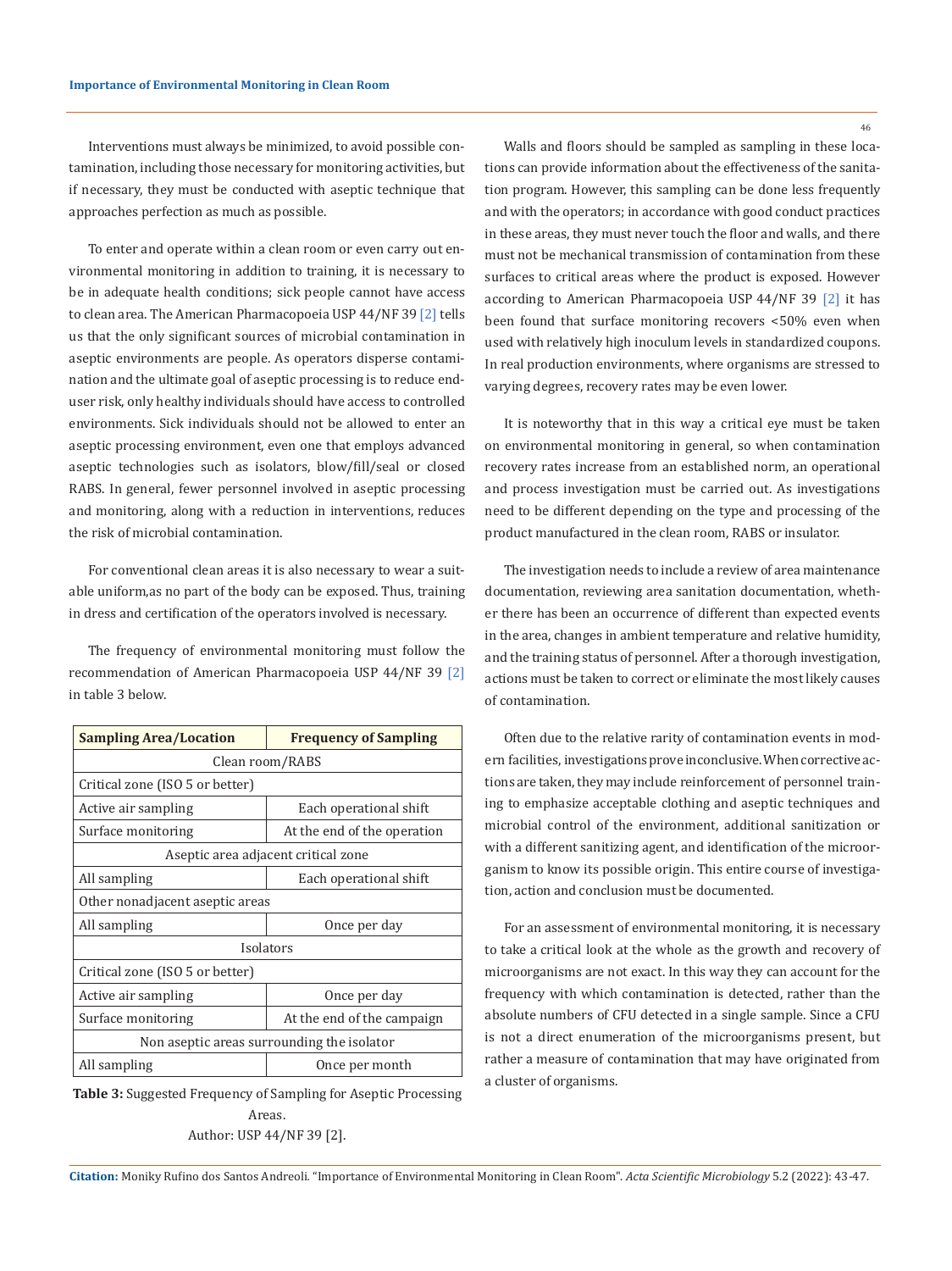Interventions must always be minimized, to avoid possible contamination, including those necessary for monitoring activities, but if necessary, they must be conducted with aseptic technique that approaches perfection as much as possible.

To enter and operate within a clean room or even carry out environmental monitoring in addition to training, it is necessary to be in adequate health conditions; sick people cannot have access to clean area. The American Pharmacopoeia USP 44/NF 39 [2] tells us that the only significant sources of microbial contamination in aseptic environments are people. As operators disperse contamination and the ultimate goal of aseptic processing is to reduce end-user risk, only healthy individuals should have access to controlled environments. Sick individuals should not be allowed to enter an aseptic processing environment, even one that employs advanced aseptic technologies such as isolators, blow/fill/seal or closed RABS. In general, fewer personnel involved in aseptic processing and monitoring, along with a reduction in interventions, reduces the risk of microbial contamination.

For conventional clean areas it is also necessary to wear a suitable uniform,as no part of the body can be exposed. Thus, training in dress and certification of the operators involved is necessary.

The frequency of environmental monitoring must follow the recommendation of American Pharmacopoeia USP 44/NF 39 [2] in table 3 below.

| Sampling Area/Location | Frequency of Sampling |
|---|---|
| Clean room/RABS | |
| Critical zone (ISO 5 or better) | |
| Active air sampling | Each operational shift |
| Surface monitoring | At the end of the operation |
| Aseptic area adjacent critical zone | |
| All sampling | Each operational shift |
| Other nonadjacent aseptic areas | |
| All sampling | Once per day |
| Isolators | |
| Critical zone (ISO 5 or better) | |
| Active air sampling | Once per day |
| Surface monitoring | At the end of the campaign |
| Non aseptic areas surrounding the isolator | |
| All sampling | Once per month |

**Table 3:** Suggested Frequency of Sampling for Aseptic Processing Areas.
Author: USP 44/NF 39 [2].

Walls and floors should be sampled as sampling in these locations can provide information about the effectiveness of the sanitation program. However, this sampling can be done less frequently and with the operators; in accordance with good conduct practices in these areas, they must never touch the floor and walls, and there must not be mechanical transmission of contamination from these surfaces to critical areas where the product is exposed. However according to American Pharmacopoeia USP 44/NF 39 [2] it has been found that surface monitoring recovers <50% even when used with relatively high inoculum levels in standardized coupons. In real production environments, where organisms are stressed to varying degrees, recovery rates may be even lower.

It is noteworthy that in this way a critical eye must be taken on environmental monitoring in general, so when contamination recovery rates increase from an established norm, an operational and process investigation must be carried out. As investigations need to be different depending on the type and processing of the product manufactured in the clean room, RABS or insulator.

The investigation needs to include a review of area maintenance documentation, reviewing area sanitation documentation, whether there has been an occurrence of different than expected events in the area, changes in ambient temperature and relative humidity, and the training status of personnel. After a thorough investigation, actions must be taken to correct or eliminate the most likely causes of contamination.

Often due to the relative rarity of contamination events in modern facilities, investigations prove inconclusive. When corrective actions are taken, they may include reinforcement of personnel training to emphasize acceptable clothing and aseptic techniques and microbial control of the environment, additional sanitization or with a different sanitizing agent, and identification of the microorganism to know its possible origin. This entire course of investigation, action and conclusion must be documented.

For an assessment of environmental monitoring, it is necessary to take a critical look at the whole as the growth and recovery of microorganisms are not exact. In this way they can account for the frequency with which contamination is detected, rather than the absolute numbers of CFU detected in a single sample. Since a CFU is not a direct enumeration of the microorganisms present, but rather a measure of contamination that may have originated from a cluster of organisms.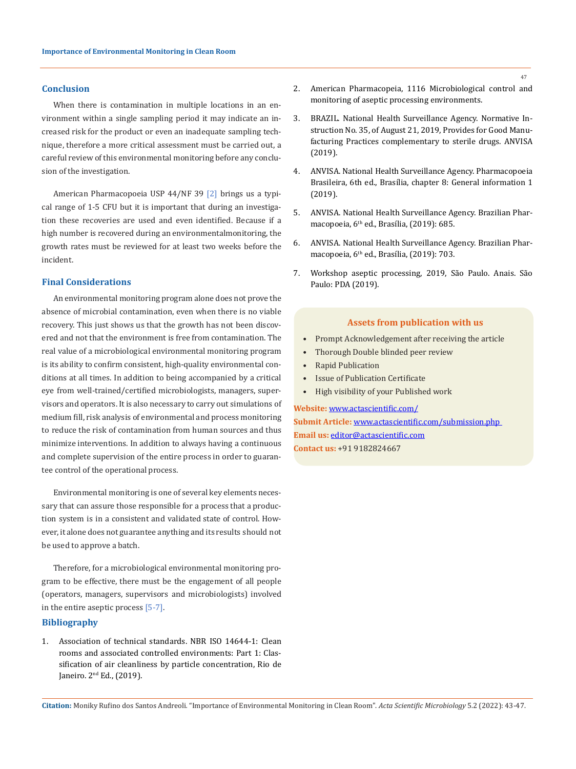## Conclusion

When there is contamination in multiple locations in an environment within a single sampling period it may indicate an increased risk for the product or even an inadequate sampling technique, therefore a more critical assessment must be carried out, a careful review of this environmental monitoring before any conclusion of the investigation.

American Pharmacopoeia USP 44/NF 39 [2] brings us a typical range of 1-5 CFU but it is important that during an investigation these recoveries are used and even identified. Because if a high number is recovered during an environmentalmonitoring, the growth rates must be reviewed for at least two weeks before the incident.

## Final Considerations

An environmental monitoring program alone does not prove the absence of microbial contamination, even when there is no viable recovery. This just shows us that the growth has not been discovered and not that the environment is free from contamination. The real value of a microbiological environmental monitoring program is its ability to confirm consistent, high-quality environmental conditions at all times. In addition to being accompanied by a critical eye from well-trained/certified microbiologists, managers, supervisors and operators. It is also necessary to carry out simulations of medium fill, risk analysis of environmental and process monitoring to reduce the risk of contamination from human sources and thus minimize interventions. In addition to always having a continuous and complete supervision of the entire process in order to guarantee control of the operational process.

Environmental monitoring is one of several key elements necessary that can assure those responsible for a process that a production system is in a consistent and validated state of control. However, it alone does not guarantee anything and its results should not be used to approve a batch.

Therefore, for a microbiological environmental monitoring program to be effective, there must be the engagement of all people (operators, managers, supervisors and microbiologists) involved in the entire aseptic process [5-7].

## Bibliography

1. Association of technical standards. NBR ISO 14644-1: Clean rooms and associated controlled environments: Part 1: Classification of air cleanliness by particle concentration, Rio de Janeiro. 2nd Ed., (2019).
2. American Pharmacopeia, 1116 Microbiological control and monitoring of aseptic processing environments.
3. BRAZIL. National Health Surveillance Agency. Normative Instruction No. 35, of August 21, 2019, Provides for Good Manufacturing Practices complementary to sterile drugs. ANVISA (2019).
4. ANVISA. National Health Surveillance Agency. Pharmacopoeia Brasileira, 6th ed., Brasília, chapter 8: General information 1 (2019).
5. ANVISA. National Health Surveillance Agency. Brazilian Pharmacopoeia, 6th ed., Brasília, (2019): 685.
6. ANVISA. National Health Surveillance Agency. Brazilian Pharmacopoeia, 6th ed., Brasília, (2019): 703.
7. Workshop aseptic processing, 2019, São Paulo. Anais. São Paulo: PDA (2019).

**Assets from publication with us**

- Prompt Acknowledgement after receiving the article
- Thorough Double blinded peer review
- Rapid Publication
- Issue of Publication Certificate
- High visibility of your Published work

**Website:** www.actascientific.com/
**Submit Article:** www.actascientific.com/submission.php
**Email us:** editor@actascientific.com
**Contact us:** +91 9182824667